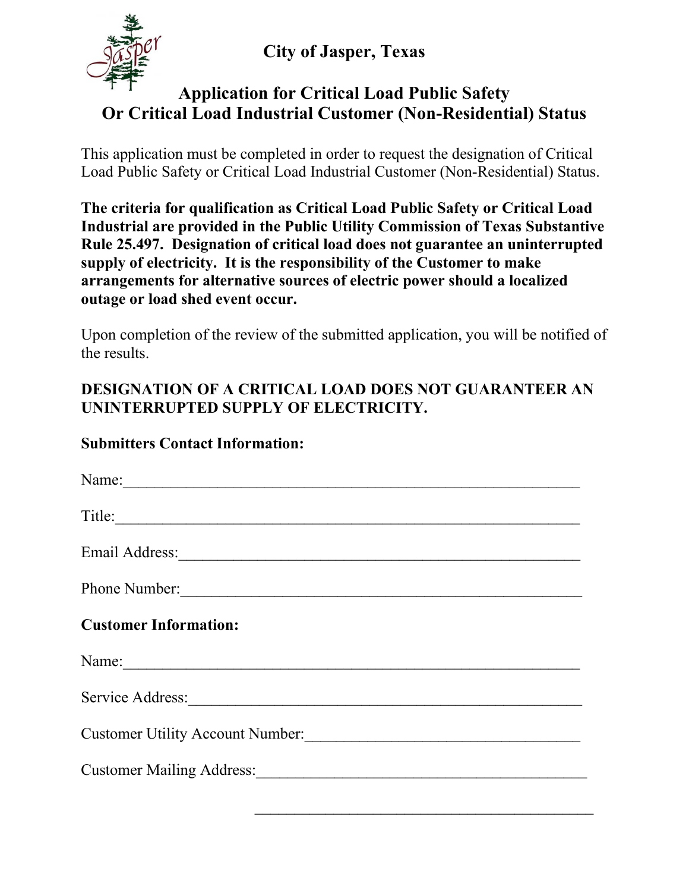# City of Jasper, Texas

## Application for Critical Load Public Safety Or Critical Load Industrial Customer (Non-Residential) Status

This application must be completed in order to request the designation of Critical Load Public Safety or Critical Load Industrial Customer (Non-Residential) Status.

**The criteria for qualification as Critical Load Public Safety or Critical Load Industrial are provided in the Public Utility Commission of Texas Substantive Rule 25.497. Designation of critical load does not guarantee an uninterrupted supply of electricity. It is the responsibility of the Customer to make arrangements for alternative sources of electric power should a localized outage or load shed event occur.**

Upon completion of the review of the submitted application, you will be notified of the results.

**DESIGNATION OF A CRITICAL LOAD DOES NOT GUARANTEE AN UNINTERRUPTED SUPPLY OF ELECTRICITY.**

**Submitters Contact Information:**

Name:_______________________________________________________________

Title:_______________________________________________________________

Email Address:_______________________________________________________

Phone Number:_______________________________________________________

**Customer Information:**

Name:_______________________________________________________________

Service Address:_____________________________________________________

Customer Utility Account Number:_____________________________________

Customer Mailing Address:____________________________________________

_____________________________________________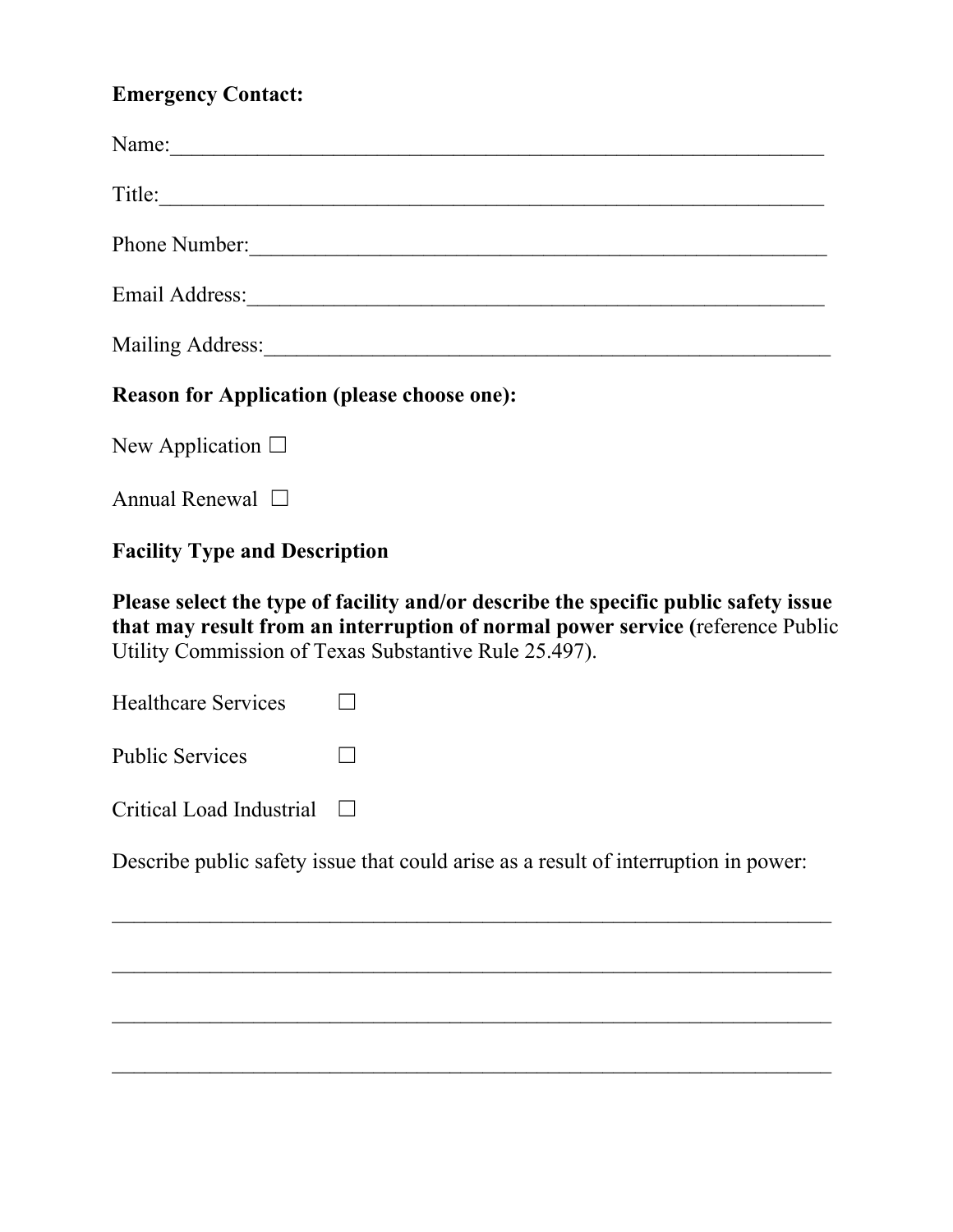**Emergency Contact:**

Name:_______________________________________________________________

Title:_______________________________________________________________

Phone Number:_______________________________________________________

Email Address:_______________________________________________________

Mailing Address:_____________________________________________________

**Reason for Application (please choose one):**

New Application ☐

Annual Renewal ☐

**Facility Type and Description**

**Please select the type of facility and/or describe the specific public safety issue that may result from an interruption of normal power service (**reference Public Utility Commission of Texas Substantive Rule 25.497).

Healthcare Services ☐

Public Services ☐

Critical Load Industrial ☐

Describe public safety issue that could arise as a result of interruption in power:

_____________________________________________________________________

_____________________________________________________________________

_____________________________________________________________________

_____________________________________________________________________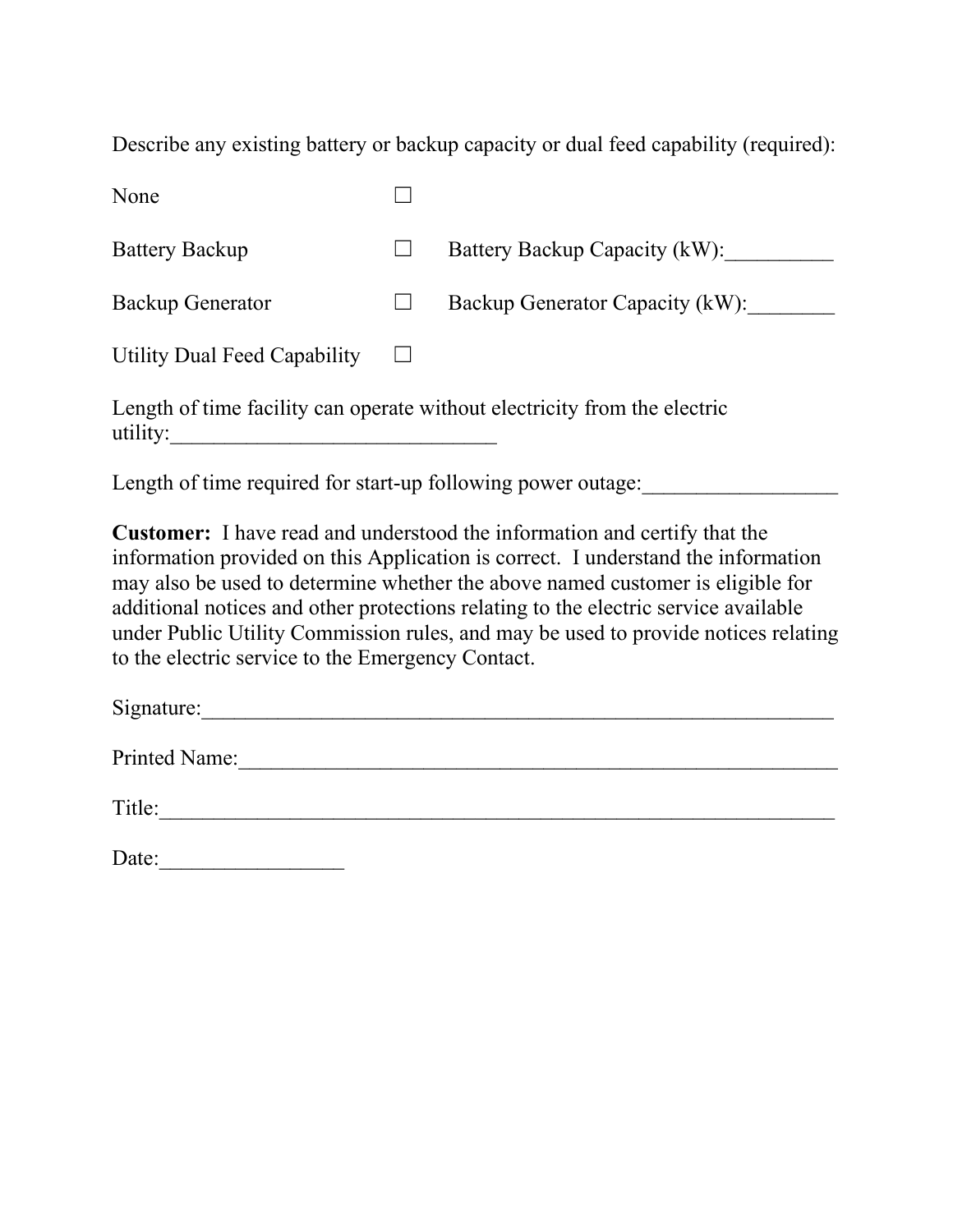Describe any existing battery or backup capacity or dual feed capability (required):

None ☐

Battery Backup ☐ Battery Backup Capacity (kW):__________

Backup Generator ☐ Backup Generator Capacity (kW):________

Utility Dual Feed Capability ☐

Length of time facility can operate without electricity from the electric utility:______________________________

Length of time required for start-up following power outage:__________________

**Customer:** I have read and understood the information and certify that the information provided on this Application is correct. I understand the information may also be used to determine whether the above named customer is eligible for additional notices and other protections relating to the electric service available under Public Utility Commission rules, and may be used to provide notices relating to the electric service to the Emergency Contact.

Signature:____________________________________________________________

Printed Name:_________________________________________________________

Title:_________________________________________________________________

Date:_________________